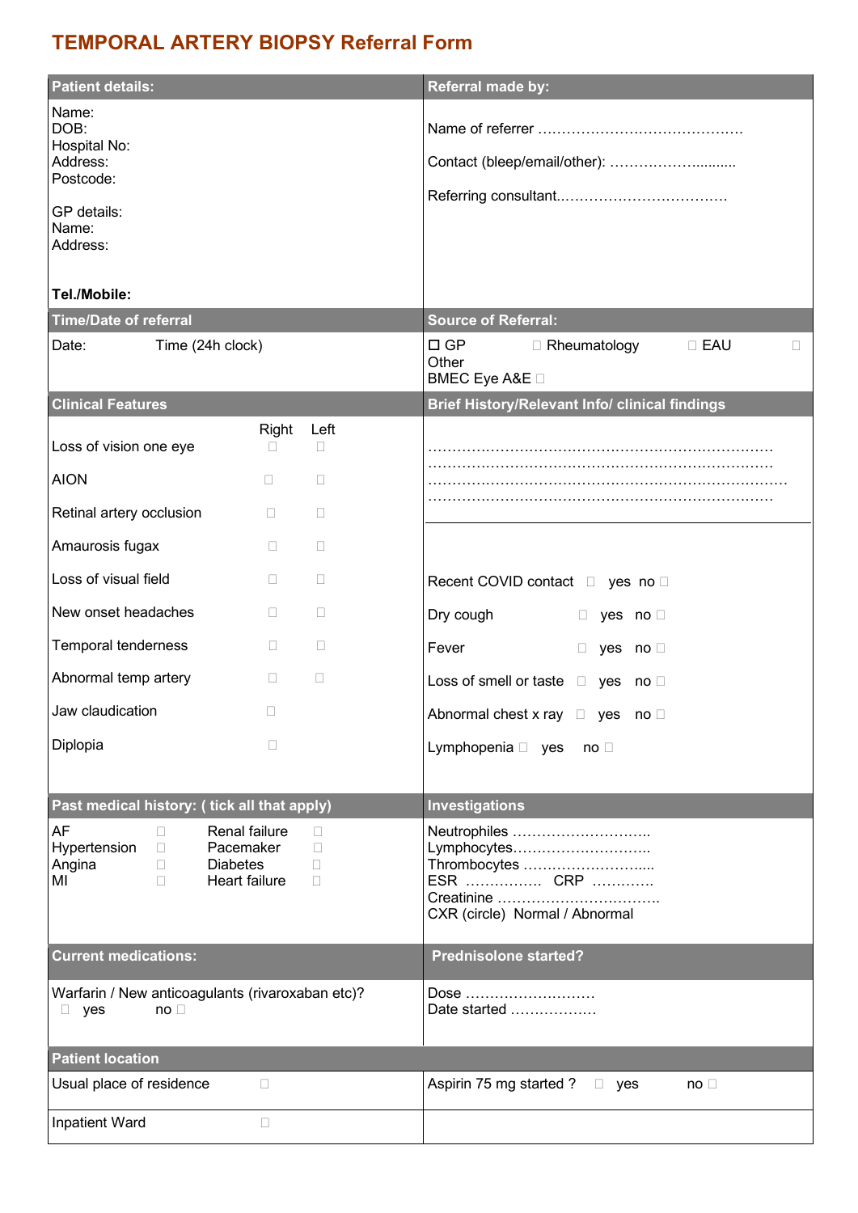# TEMPORAL ARTERY BIOPSY Referral Form

| Patient details: | Referral made by: |
|---|---|
| Name:<br>DOB:<br>Hospital No:<br>Address:<br>Postcode:<br><br>GP details:<br>Name:<br>Address:<br><br>**Tel./Mobile:** | Name of referrer ……………………………………<br><br>Contact (bleep/email/other): ……………..........<br><br>Referring consultant……………………………… |
| **Time/Date of referral** | **Source of Referral:** |
| Date: Time (24h clock) | ☐ GP ☐ Rheumatology ☐ EAU ☐ Other<br>BMEC Eye A&E ☐ |

## Clinical Features

| | Right | Left |
|---|---|---|
| Loss of vision one eye | ☐ | ☐ |
| AION | ☐ | ☐ |
| Retinal artery occlusion | ☐ | ☐ |
| Amaurosis fugax | ☐ | ☐ |
| Loss of visual field | ☐ | ☐ |
| New onset headaches | ☐ | ☐ |
| Temporal tenderness | ☐ | ☐ |
| Abnormal temp artery | ☐ | ☐ |
| Jaw claudication | ☐ | |
| Diplopia | ☐ | |

## Brief History/Relevant Info/ clinical findings

……………………………………………………………………
……………………………………………………………………
……………………………………………………………………
……………………………………………………………………

| | | |
|---|---|---|
| Recent COVID contact | ☐ yes | no ☐ |
| Dry cough | ☐ yes | no ☐ |
| Fever | ☐ yes | no ☐ |
| Loss of smell or taste | ☐ yes | no ☐ |
| Abnormal chest x ray | ☐ yes | no ☐ |
| Lymphopenia | ☐ yes | no ☐ |

## Past medical history: ( tick all that apply)

| | | | |
|---|---|---|---|
| AF | ☐ | Renal failure | ☐ |
| Hypertension | ☐ | Pacemaker | ☐ |
| Angina | ☐ | Diabetes | ☐ |
| MI | ☐ | Heart failure | ☐ |

## Investigations

Neutrophiles ………………………..
Lymphocytes………………………..
Thrombocytes ……………………....
ESR ……………. CRP …………
Creatinine …………………………….
CXR (circle) Normal / Abnormal

| Current medications: | Prednisolone started? |
|---|---|
| Warfarin / New anticoagulants (rivaroxaban etc)?<br>☐ yes no ☐ | Dose ………………………<br>Date started ……………… |
| **Patient location** | |
| Usual place of residence ☐ | Aspirin 75 mg started ? ☐ yes no ☐ |
| Inpatient Ward ☐ | |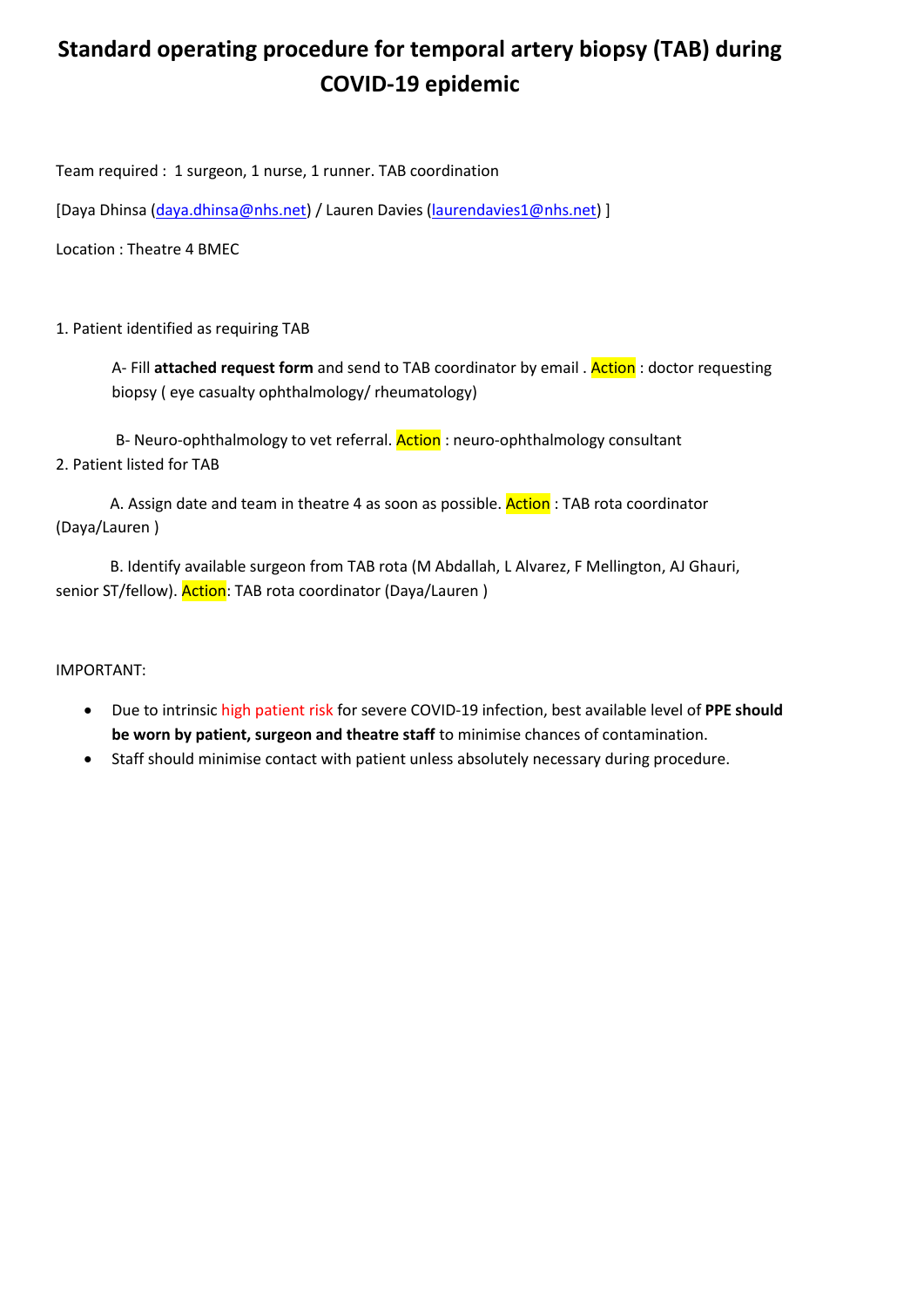# Standard operating procedure for temporal artery biopsy (TAB) during COVID-19 epidemic

Team required : 1 surgeon, 1 nurse, 1 runner. TAB coordination

[Daya Dhinsa (daya.dhinsa@nhs.net) / Lauren Davies (laurendavies1@nhs.net) ]

Location : Theatre 4 BMEC

1. Patient identified as requiring TAB

   A- Fill **attached request form** and send to TAB coordinator by email . Action : doctor requesting biopsy ( eye casualty ophthalmology/ rheumatology)

   B- Neuro-ophthalmology to vet referral. Action : neuro-ophthalmology consultant

2. Patient listed for TAB

   A. Assign date and team in theatre 4 as soon as possible. Action : TAB rota coordinator (Daya/Lauren )

   B. Identify available surgeon from TAB rota (M Abdallah, L Alvarez, F Mellington, AJ Ghauri, senior ST/fellow). Action: TAB rota coordinator (Daya/Lauren )

IMPORTANT:

- Due to intrinsic high patient risk for severe COVID-19 infection, best available level of **PPE should be worn by patient, surgeon and theatre staff** to minimise chances of contamination.
- Staff should minimise contact with patient unless absolutely necessary during procedure.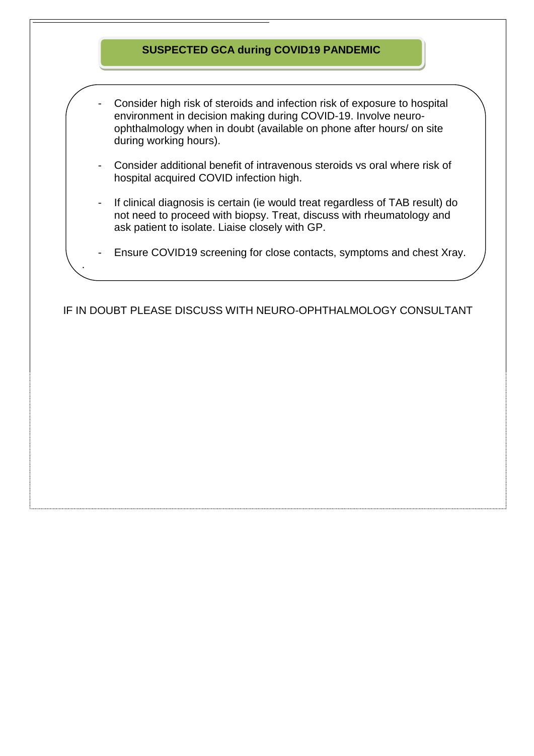**SUSPECTED GCA during COVID19 PANDEMIC**

- Consider high risk of steroids and infection risk of exposure to hospital environment in decision making during COVID-19. Involve neuro-ophthalmology when in doubt (available on phone after hours/ on site during working hours).
- Consider additional benefit of intravenous steroids vs oral where risk of hospital acquired COVID infection high.
- If clinical diagnosis is certain (ie would treat regardless of TAB result) do not need to proceed with biopsy. Treat, discuss with rheumatology and ask patient to isolate. Liaise closely with GP.
- Ensure COVID19 screening for close contacts, symptoms and chest Xray.

IF IN DOUBT PLEASE DISCUSS WITH NEURO-OPHTHALMOLOGY CONSULTANT